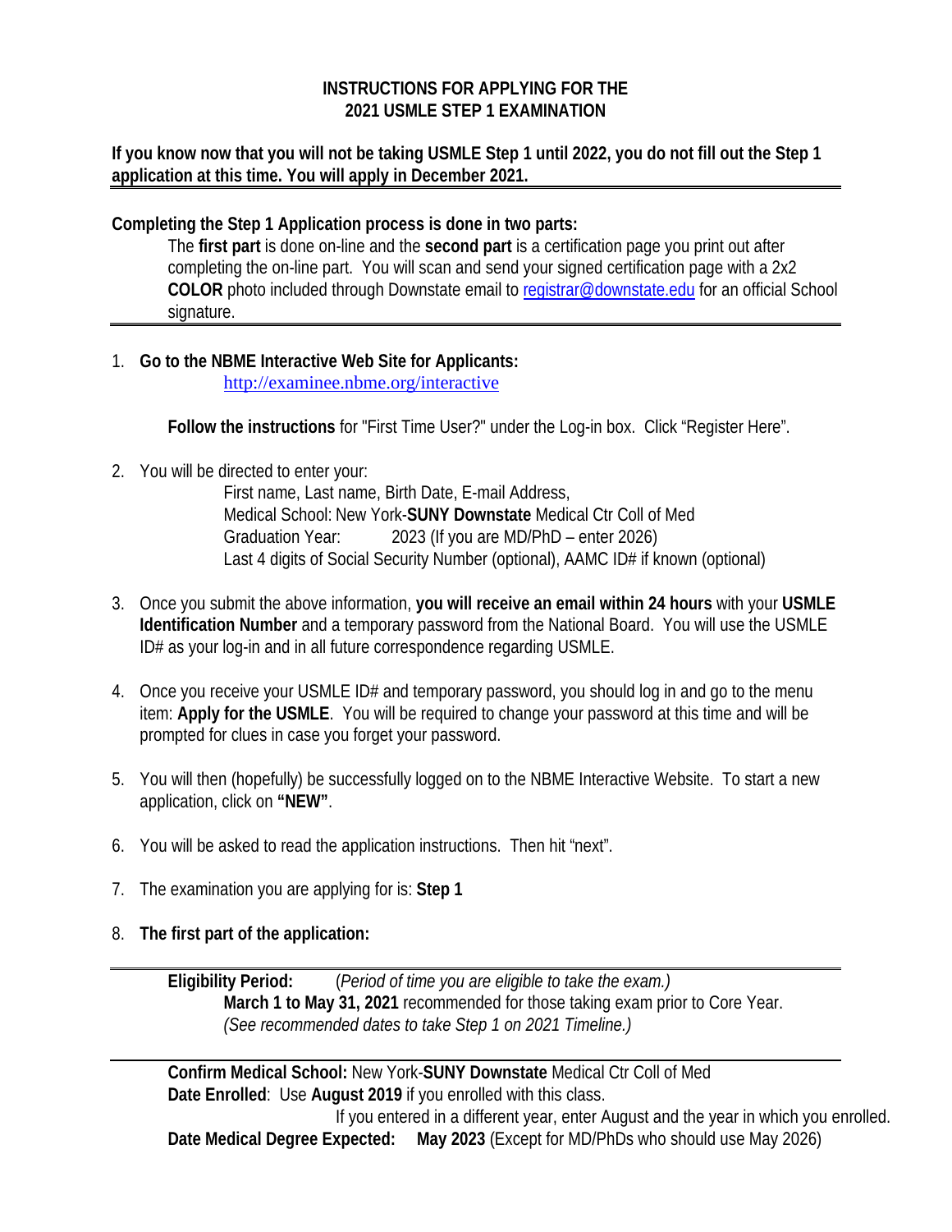# INSTRUCTIONS FOR APPLYING FOR THE 2021 USMLE STEP 1 EXAMINATION

**If you know now that you will not be taking USMLE Step 1 until 2022, you do not fill out the Step 1 application at this time. You will apply in December 2021.**

---

**Completing the Step 1 Application process is done in two parts:**

The **first part** is done on-line and the **second part** is a certification page you print out after completing the on-line part. You will scan and send your signed certification page with a 2x2 **COLOR** photo included through Downstate email to registrar@downstate.edu for an official School signature.

---

1. **Go to the NBME Interactive Web Site for Applicants:**

   http://examinee.nbme.org/interactive

   **Follow the instructions** for "First Time User?" under the Log-in box. Click "Register Here".

2. You will be directed to enter your:

   First name, Last name, Birth Date, E-mail Address,
   Medical School: New York-**SUNY Downstate** Medical Ctr Coll of Med
   Graduation Year: 2023 (If you are MD/PhD – enter 2026)
   Last 4 digits of Social Security Number (optional), AAMC ID# if known (optional)

3. Once you submit the above information, **you will receive an email within 24 hours** with your **USMLE Identification Number** and a temporary password from the National Board. You will use the USMLE ID# as your log-in and in all future correspondence regarding USMLE.

4. Once you receive your USMLE ID# and temporary password, you should log in and go to the menu item: **Apply for the USMLE**. You will be required to change your password at this time and will be prompted for clues in case you forget your password.

5. You will then (hopefully) be successfully logged on to the NBME Interactive Website. To start a new application, click on **"NEW"**.

6. You will be asked to read the application instructions. Then hit "next".

7. The examination you are applying for is: **Step 1**

8. **The first part of the application:**

---

**Eligibility Period:** (*Period of time you are eligible to take the exam.)*
**March 1 to May 31, 2021** recommended for those taking exam prior to Core Year.
*(See recommended dates to take Step 1 on 2021 Timeline.)*

---

**Confirm Medical School:** New York-**SUNY Downstate** Medical Ctr Coll of Med
**Date Enrolled**: Use **August 2019** if you enrolled with this class.
If you entered in a different year, enter August and the year in which you enrolled.
**Date Medical Degree Expected:** **May 2023** (Except for MD/PhDs who should use May 2026)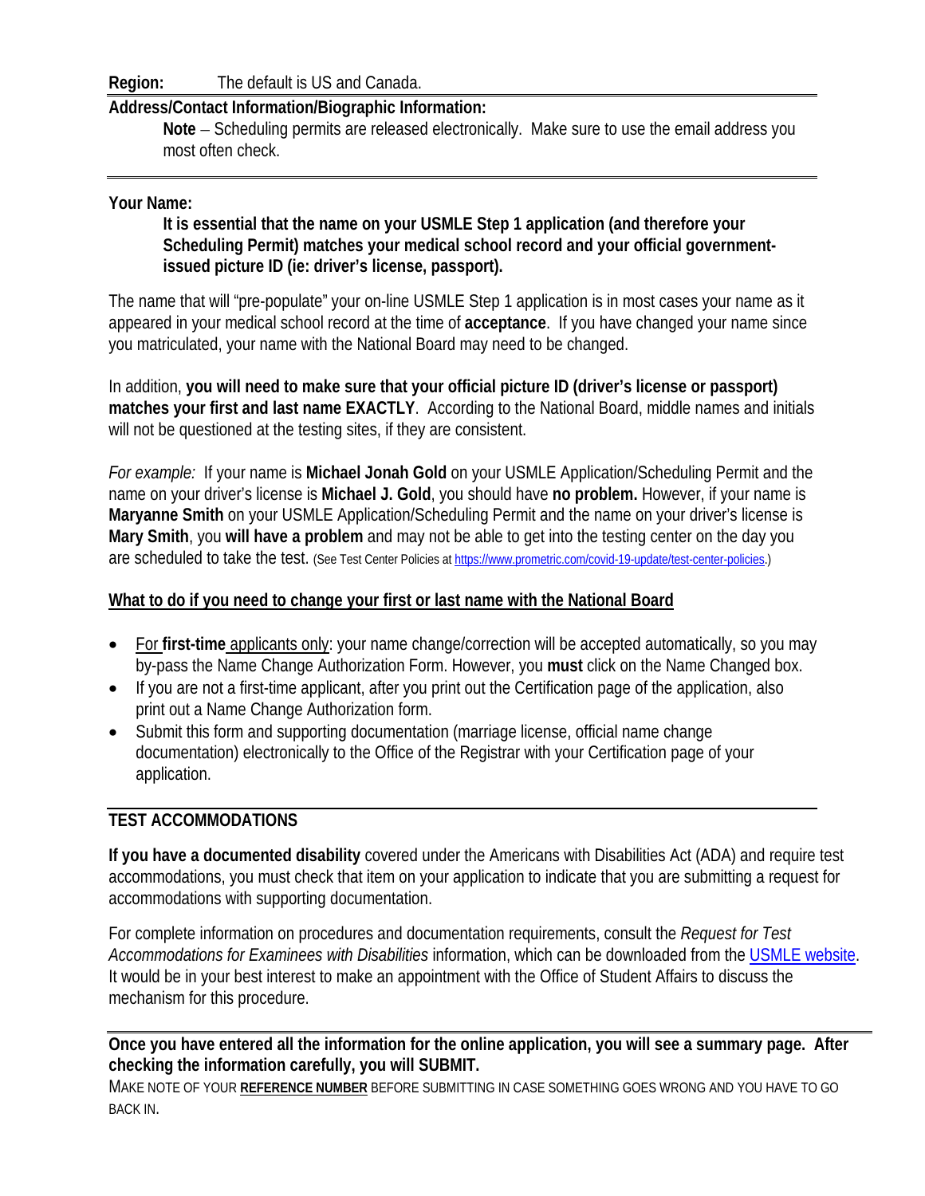**Region:** The default is US and Canada.

**Address/Contact Information/Biographic Information:**

**Note** – Scheduling permits are released electronically. Make sure to use the email address you most often check.

---

**Your Name:**

**It is essential that the name on your USMLE Step 1 application (and therefore your Scheduling Permit) matches your medical school record and your official government-issued picture ID (ie: driver's license, passport).**

The name that will "pre-populate" your on-line USMLE Step 1 application is in most cases your name as it appeared in your medical school record at the time of **acceptance**. If you have changed your name since you matriculated, your name with the National Board may need to be changed.

In addition, **you will need to make sure that your official picture ID (driver's license or passport) matches your first and last name EXACTLY**. According to the National Board, middle names and initials will not be questioned at the testing sites, if they are consistent.

*For example:* If your name is **Michael Jonah Gold** on your USMLE Application/Scheduling Permit and the name on your driver's license is **Michael J. Gold**, you should have **no problem.** However, if your name is **Maryanne Smith** on your USMLE Application/Scheduling Permit and the name on your driver's license is **Mary Smith**, you **will have a problem** and may not be able to get into the testing center on the day you are scheduled to take the test. (See Test Center Policies at https://www.prometric.com/covid-19-update/test-center-policies.)

**What to do if you need to change your first or last name with the National Board**

- For **first-time** applicants only: your name change/correction will be accepted automatically, so you may by-pass the Name Change Authorization Form. However, you **must** click on the Name Changed box.
- If you are not a first-time applicant, after you print out the Certification page of the application, also print out a Name Change Authorization form.
- Submit this form and supporting documentation (marriage license, official name change documentation) electronically to the Office of the Registrar with your Certification page of your application.

---

**TEST ACCOMMODATIONS**

**If you have a documented disability** covered under the Americans with Disabilities Act (ADA) and require test accommodations, you must check that item on your application to indicate that you are submitting a request for accommodations with supporting documentation.

For complete information on procedures and documentation requirements, consult the *Request for Test Accommodations for Examinees with Disabilities* information, which can be downloaded from the USMLE website. It would be in your best interest to make an appointment with the Office of Student Affairs to discuss the mechanism for this procedure.

---

**Once you have entered all the information for the online application, you will see a summary page. After checking the information carefully, you will SUBMIT.**

MAKE NOTE OF YOUR **REFERENCE NUMBER** BEFORE SUBMITTING IN CASE SOMETHING GOES WRONG AND YOU HAVE TO GO BACK IN.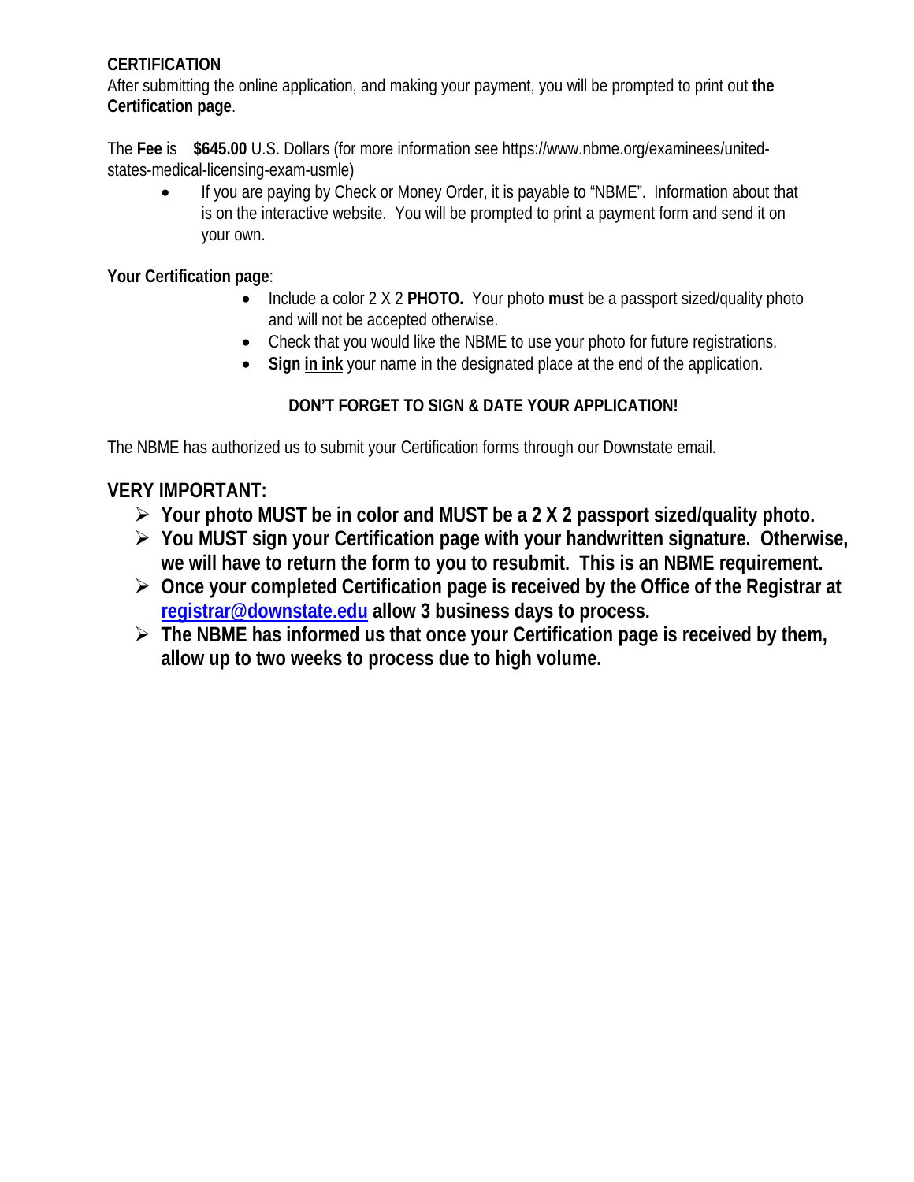**CERTIFICATION**

After submitting the online application, and making your payment, you will be prompted to print out **the Certification page**.

The **Fee** is **$645.00** U.S. Dollars (for more information see https://www.nbme.org/examinees/united-states-medical-licensing-exam-usmle)

- If you are paying by Check or Money Order, it is payable to "NBME". Information about that is on the interactive website. You will be prompted to print a payment form and send it on your own.

**Your Certification page**:

- Include a color 2 X 2 **PHOTO.** Your photo **must** be a passport sized/quality photo and will not be accepted otherwise.
- Check that you would like the NBME to use your photo for future registrations.
- **Sign <u>in ink</u>** your name in the designated place at the end of the application.

**DON'T FORGET TO SIGN & DATE YOUR APPLICATION!**

The NBME has authorized us to submit your Certification forms through our Downstate email.

## VERY IMPORTANT:

- **Your photo MUST be in color and MUST be a 2 X 2 passport sized/quality photo.**
- **You MUST sign your Certification page with your handwritten signature. Otherwise, we will have to return the form to you to resubmit. This is an NBME requirement.**
- **Once your completed Certification page is received by the Office of the Registrar at [registrar@downstate.edu](mailto:registrar@downstate.edu) allow 3 business days to process.**
- **The NBME has informed us that once your Certification page is received by them, allow up to two weeks to process due to high volume.**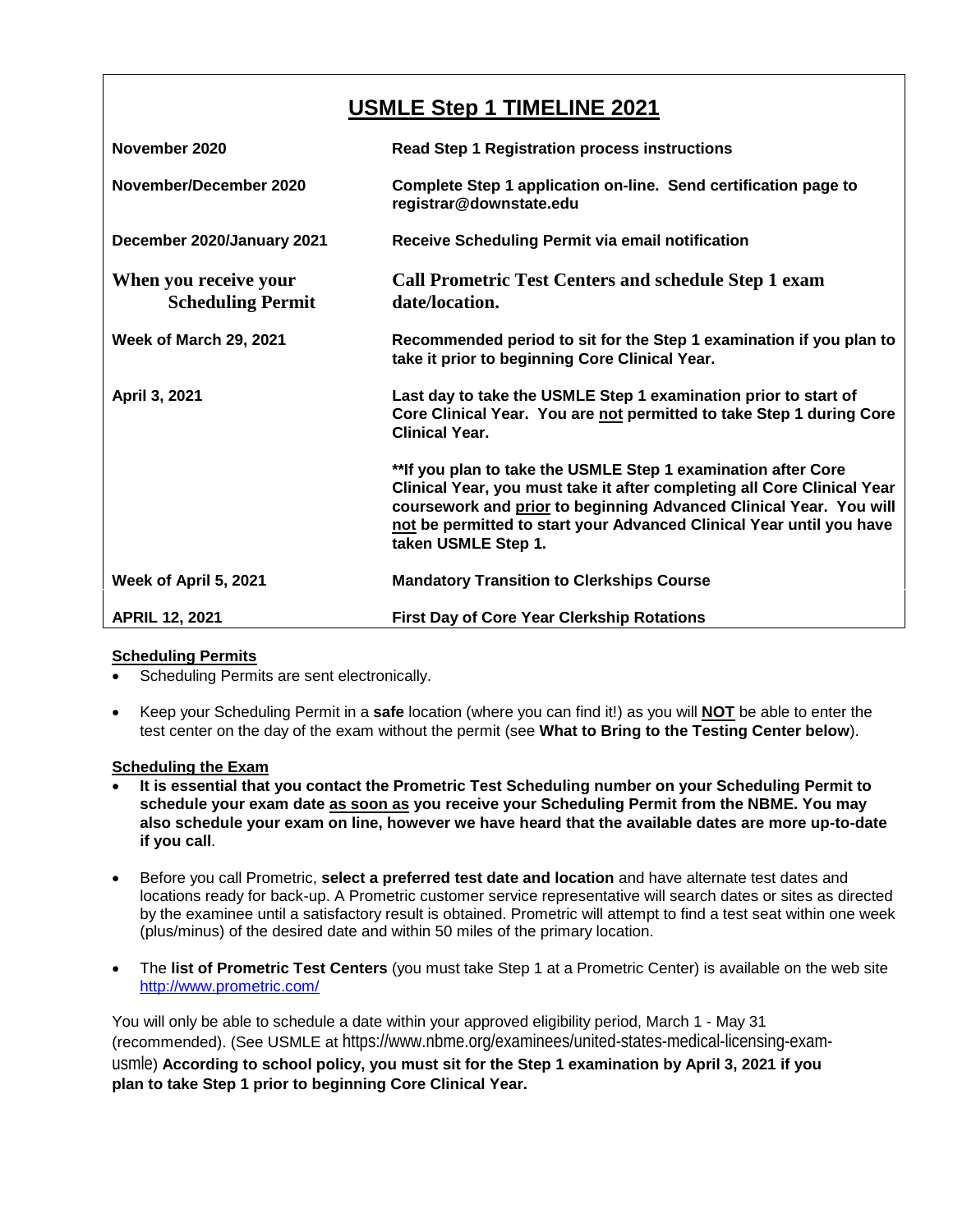## USMLE Step 1 TIMELINE 2021

| | |
|---|---|
| **November 2020** | **Read Step 1 Registration process instructions** |
| **November/December 2020** | **Complete Step 1 application on-line. Send certification page to registrar@downstate.edu** |
| **December 2020/January 2021** | **Receive Scheduling Permit via email notification** |
| **When you receive your Scheduling Permit** | **Call Prometric Test Centers and schedule Step 1 exam date/location.** |
| **Week of March 29, 2021** | **Recommended period to sit for the Step 1 examination if you plan to take it prior to beginning Core Clinical Year.** |
| **April 3, 2021** | **Last day to take the USMLE Step 1 examination prior to start of Core Clinical Year. You are not permitted to take Step 1 during Core Clinical Year.** <br><br> **\*\*If you plan to take the USMLE Step 1 examination after Core Clinical Year, you must take it after completing all Core Clinical Year coursework and prior to beginning Advanced Clinical Year. You will not be permitted to start your Advanced Clinical Year until you have taken USMLE Step 1.** |
| **Week of April 5, 2021** | **Mandatory Transition to Clerkships Course** |
| **APRIL 12, 2021** | **First Day of Core Year Clerkship Rotations** |

### Scheduling Permits

- Scheduling Permits are sent electronically.
- Keep your Scheduling Permit in a **safe** location (where you can find it!) as you will **NOT** be able to enter the test center on the day of the exam without the permit (see **What to Bring to the Testing Center below**).

### Scheduling the Exam

- **It is essential that you contact the Prometric Test Scheduling number on your Scheduling Permit to schedule your exam date as soon as you receive your Scheduling Permit from the NBME. You may also schedule your exam on line, however we have heard that the available dates are more up-to-date if you call**.
- Before you call Prometric, **select a preferred test date and location** and have alternate test dates and locations ready for back-up. A Prometric customer service representative will search dates or sites as directed by the examinee until a satisfactory result is obtained. Prometric will attempt to find a test seat within one week (plus/minus) of the desired date and within 50 miles of the primary location.
- The **list of Prometric Test Centers** (you must take Step 1 at a Prometric Center) is available on the web site http://www.prometric.com/

You will only be able to schedule a date within your approved eligibility period, March 1 - May 31 (recommended). (See USMLE at https://www.nbme.org/examinees/united-states-medical-licensing-exam-usmle) **According to school policy, you must sit for the Step 1 examination by April 3, 2021 if you plan to take Step 1 prior to beginning Core Clinical Year.**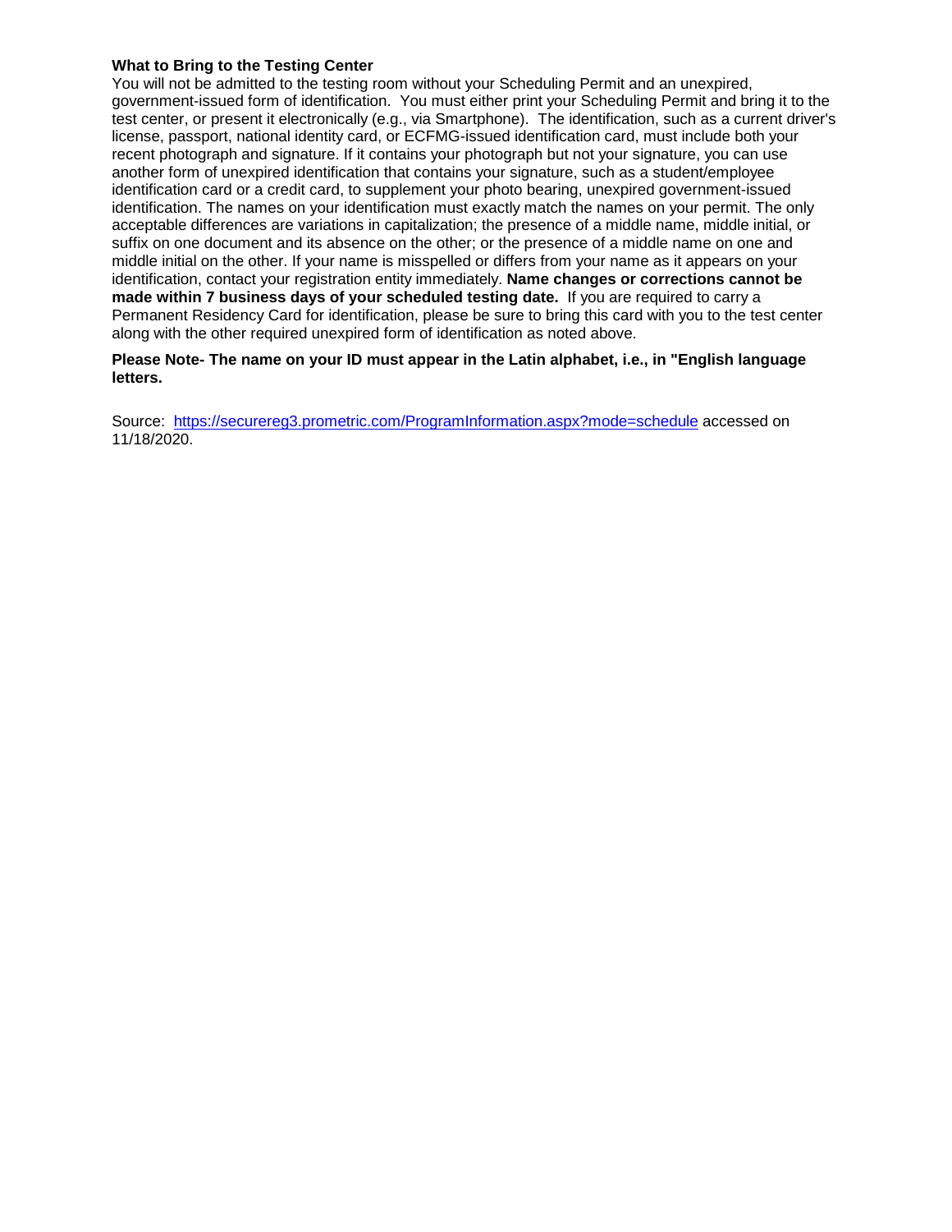**What to Bring to the Testing Center**

You will not be admitted to the testing room without your Scheduling Permit and an unexpired, government-issued form of identification. You must either print your Scheduling Permit and bring it to the test center, or present it electronically (e.g., via Smartphone). The identification, such as a current driver's license, passport, national identity card, or ECFMG-issued identification card, must include both your recent photograph and signature. If it contains your photograph but not your signature, you can use another form of unexpired identification that contains your signature, such as a student/employee identification card or a credit card, to supplement your photo bearing, unexpired government-issued identification. The names on your identification must exactly match the names on your permit. The only acceptable differences are variations in capitalization; the presence of a middle name, middle initial, or suffix on one document and its absence on the other; or the presence of a middle name on one and middle initial on the other. If your name is misspelled or differs from your name as it appears on your identification, contact your registration entity immediately. **Name changes or corrections cannot be made within 7 business days of your scheduled testing date.** If you are required to carry a Permanent Residency Card for identification, please be sure to bring this card with you to the test center along with the other required unexpired form of identification as noted above.

**Please Note- The name on your ID must appear in the Latin alphabet, i.e., in "English language letters.**

Source: [https://securereg3.prometric.com/ProgramInformation.aspx?mode=schedule](https://securereg3.prometric.com/ProgramInformation.aspx?mode=schedule) accessed on 11/18/2020.